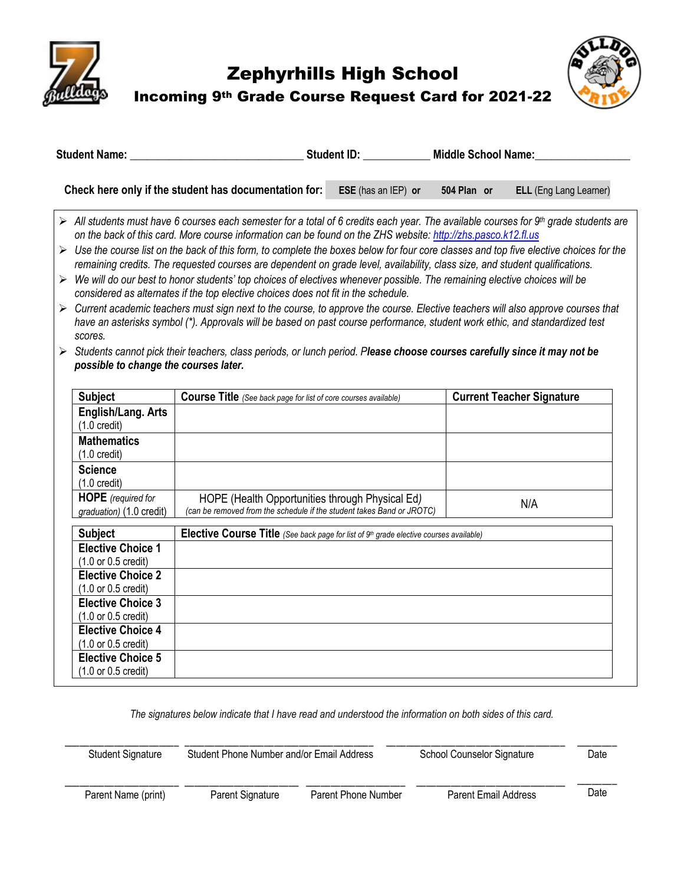# Zephyrhills High School

## Incoming 9th Grade Course Request Card for 2021-22

**Student Name:** ______________________________ **Student ID:** ___________ **Middle School Name:** ________________

**Check here only if the student has documentation for:** **ESE** (has an IEP) **or** **504 Plan** **or** **ELL** (Eng Lang Learner)

- *All students must have 6 courses each semester for a total of 6 credits each year. The available courses for 9th grade students are on the back of this card. More course information can be found on the ZHS website: http://zhs.pasco.k12.fl.us*
- *Use the course list on the back of this form, to complete the boxes below for four core classes and top five elective choices for the remaining credits. The requested courses are dependent on grade level, availability, class size, and student qualifications.*
- *We will do our best to honor students' top choices of electives whenever possible. The remaining elective choices will be considered as alternates if the top elective choices does not fit in the schedule.*
- *Current academic teachers must sign next to the course, to approve the course. Elective teachers will also approve courses that have an asterisks symbol (*). Approvals will be based on past course performance, student work ethic, and standardized test scores.*
- *Students cannot pick their teachers, class periods, or lunch period. P**lease choose courses carefully since it may not be possible to change the courses later.***

| Subject | Course Title *(See back page for list of core courses available)* | Current Teacher Signature |
|---|---|---|
| **English/Lang. Arts** (1.0 credit) | | |
| **Mathematics** (1.0 credit) | | |
| **Science** (1.0 credit) | | |
| **HOPE** *(required for graduation)* (1.0 credit) | HOPE (Health Opportunities through Physical Ed) *(can be removed from the schedule if the student takes Band or JROTC)* | N/A |

| Subject | Elective Course Title *(See back page for list of 9th grade elective courses available)* |
|---|---|
| **Elective Choice 1** (1.0 or 0.5 credit) | |
| **Elective Choice 2** (1.0 or 0.5 credit) | |
| **Elective Choice 3** (1.0 or 0.5 credit) | |
| **Elective Choice 4** (1.0 or 0.5 credit) | |
| **Elective Choice 5** (1.0 or 0.5 credit) | |

*The signatures below indicate that I have read and understood the information on both sides of this card.*

____________________ ______________________________ ____________________________ _______
Student Signature | Student Phone Number and/or Email Address | School Counselor Signature | Date

____________________ ____________________ __________________ ________________________ _______
Parent Name (print) | Parent Signature | Parent Phone Number | Parent Email Address | Date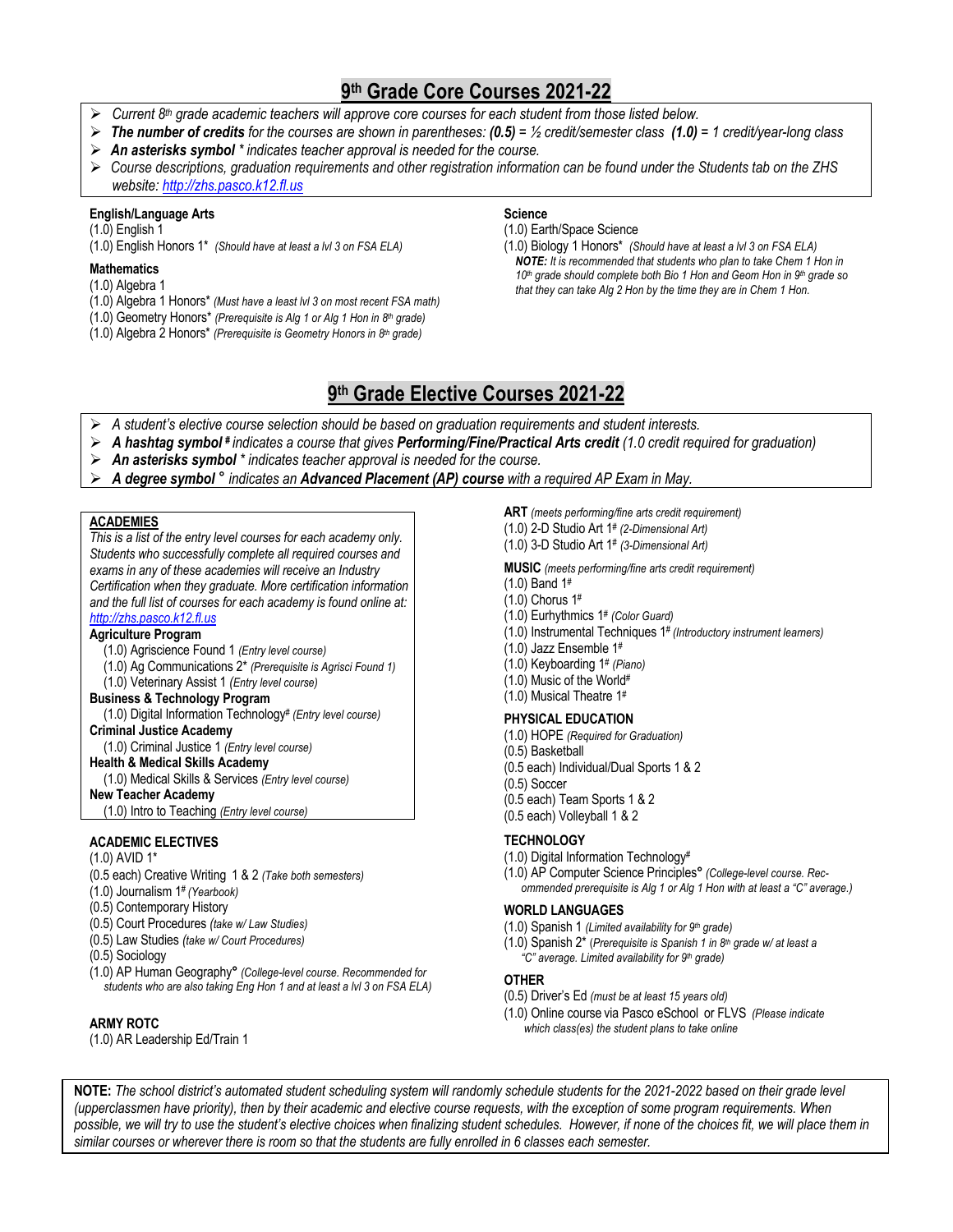## 9th Grade Core Courses 2021-22

- *Current 8th grade academic teachers will approve core courses for each student from those listed below.*
- ***The number of credits** for the courses are shown in parentheses: **(0.5)** = ½ credit/semester class **(1.0)** = 1 credit/year-long class*
- ***An asterisks symbol** * indicates teacher approval is needed for the course.*
- *Course descriptions, graduation requirements and other registration information can be found under the Students tab on the ZHS website: http://zhs.pasco.k12.fl.us*

**English/Language Arts**

(1.0) English 1
(1.0) English Honors 1* *(Should have at least a lvl 3 on FSA ELA)*

**Mathematics**

(1.0) Algebra 1
(1.0) Algebra 1 Honors* *(Must have a least lvl 3 on most recent FSA math)*
(1.0) Geometry Honors* *(Prerequisite is Alg 1 or Alg 1 Hon in 8th grade)*
(1.0) Algebra 2 Honors* *(Prerequisite is Geometry Honors in 8th grade)*

**Science**

(1.0) Earth/Space Science
(1.0) Biology 1 Honors* *(Should have at least a lvl 3 on FSA ELA)*
***NOTE:** It is recommended that students who plan to take Chem 1 Hon in 10th grade should complete both Bio 1 Hon and Geom Hon in 9th grade so that they can take Alg 2 Hon by the time they are in Chem 1 Hon.*

## 9th Grade Elective Courses 2021-22

- *A student's elective course selection should be based on graduation requirements and student interests.*
- ***A hashtag symbol #** indicates a course that gives **Performing/Fine/Practical Arts credit** (1.0 credit required for graduation)*
- ***An asterisks symbol** * indicates teacher approval is needed for the course.*
- ***A degree symbol °** indicates an **Advanced Placement (AP) course** with a required AP Exam in May.*

**ACADEMIES**

*This is a list of the entry level courses for each academy only. Students who successfully complete all required courses and exams in any of these academies will receive an Industry Certification when they graduate. More certification information and the full list of courses for each academy is found online at: http://zhs.pasco.k12.fl.us*

**Agriculture Program**
(1.0) Agriscience Found 1 *(Entry level course)*
(1.0) Ag Communications 2* *(Prerequisite is Agrisci Found 1)*
(1.0) Veterinary Assist 1 *(Entry level course)*

**Business & Technology Program**
(1.0) Digital Information Technology# *(Entry level course)*

**Criminal Justice Academy**
(1.0) Criminal Justice 1 *(Entry level course)*

**Health & Medical Skills Academy**
(1.0) Medical Skills & Services *(Entry level course)*

**New Teacher Academy**
(1.0) Intro to Teaching *(Entry level course)*

**ACADEMIC ELECTIVES**

(1.0) AVID 1*
(0.5 each) Creative Writing 1 & 2 *(Take both semesters)*
(1.0) Journalism 1# *(Yearbook)*
(0.5) Contemporary History
(0.5) Court Procedures *(take w/ Law Studies)*
(0.5) Law Studies *(take w/ Court Procedures)*
(0.5) Sociology
(1.0) AP Human Geography° *(College-level course. Recommended for students who are also taking Eng Hon 1 and at least a lvl 3 on FSA ELA)*

**ARMY ROTC**

(1.0) AR Leadership Ed/Train 1

**ART** *(meets performing/fine arts credit requirement)*

(1.0) 2-D Studio Art 1# *(2-Dimensional Art)*
(1.0) 3-D Studio Art 1# *(3-Dimensional Art)*

**MUSIC** *(meets performing/fine arts credit requirement)*

(1.0) Band 1#
(1.0) Chorus 1#
(1.0) Eurhythmics 1# *(Color Guard)*
(1.0) Instrumental Techniques 1# *(Introductory instrument learners)*
(1.0) Jazz Ensemble 1#
(1.0) Keyboarding 1# *(Piano)*
(1.0) Music of the World#
(1.0) Musical Theatre 1#

**PHYSICAL EDUCATION**

(1.0) HOPE *(Required for Graduation)*
(0.5) Basketball
(0.5 each) Individual/Dual Sports 1 & 2
(0.5) Soccer
(0.5 each) Team Sports 1 & 2
(0.5 each) Volleyball 1 & 2

**TECHNOLOGY**

(1.0) Digital Information Technology#
(1.0) AP Computer Science Principles° *(College-level course. Recommended prerequisite is Alg 1 or Alg 1 Hon with at least a "C" average.)*

**WORLD LANGUAGES**

(1.0) Spanish 1 *(Limited availability for 9th grade)*
(1.0) Spanish 2* *(Prerequisite is Spanish 1 in 8th grade w/ at least a "C" average. Limited availability for 9th grade)*

**OTHER**

(0.5) Driver's Ed *(must be at least 15 years old)*
(1.0) Online course via Pasco eSchool or FLVS *(Please indicate which class(es) the student plans to take online*

**NOTE:** *The school district's automated student scheduling system will randomly schedule students for the 2021-2022 based on their grade level (upperclassmen have priority), then by their academic and elective course requests, with the exception of some program requirements. When possible, we will try to use the student's elective choices when finalizing student schedules. However, if none of the choices fit, we will place them in similar courses or wherever there is room so that the students are fully enrolled in 6 classes each semester.*